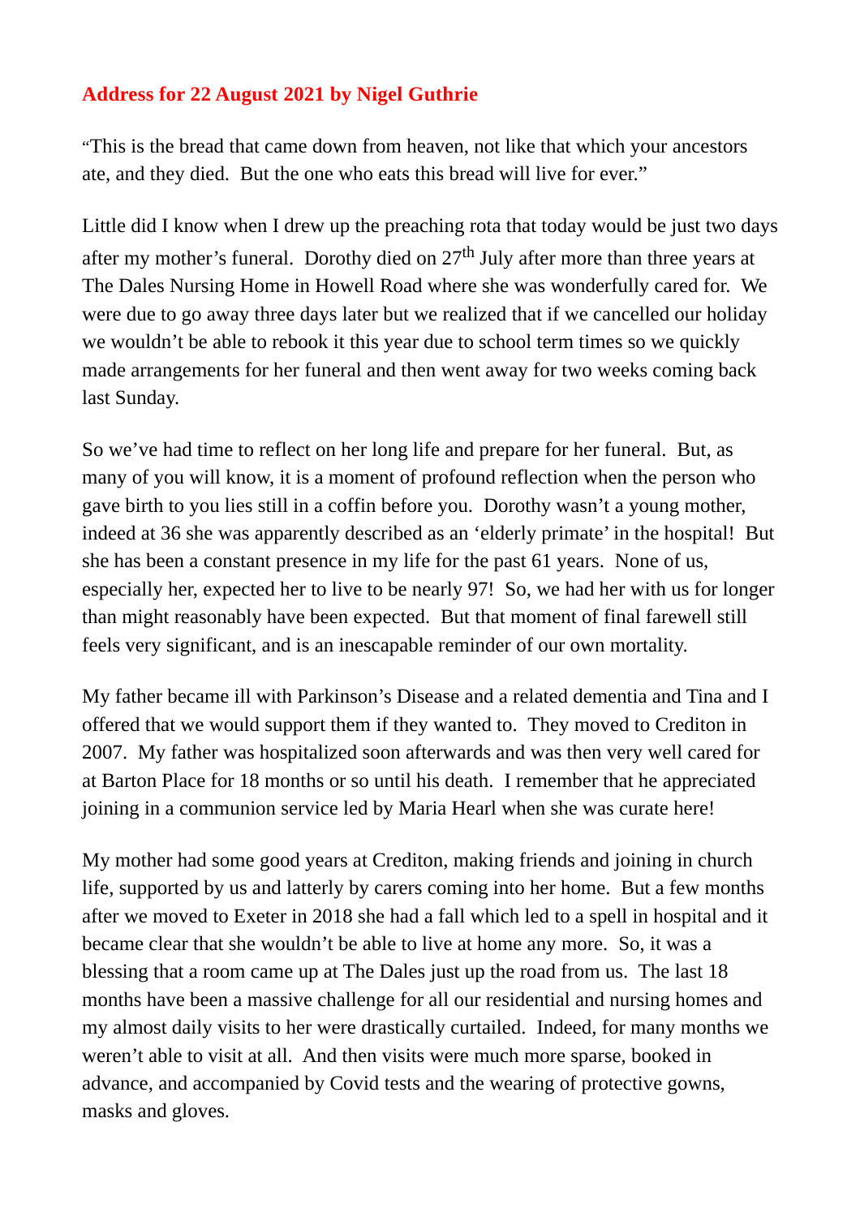## Address for 22 August 2021 by Nigel Guthrie

"This is the bread that came down from heaven, not like that which your ancestors ate, and they died. But the one who eats this bread will live for ever."

Little did I know when I drew up the preaching rota that today would be just two days after my mother's funeral. Dorothy died on 27th July after more than three years at The Dales Nursing Home in Howell Road where she was wonderfully cared for. We were due to go away three days later but we realized that if we cancelled our holiday we wouldn't be able to rebook it this year due to school term times so we quickly made arrangements for her funeral and then went away for two weeks coming back last Sunday.

So we've had time to reflect on her long life and prepare for her funeral. But, as many of you will know, it is a moment of profound reflection when the person who gave birth to you lies still in a coffin before you. Dorothy wasn't a young mother, indeed at 36 she was apparently described as an 'elderly primate' in the hospital! But she has been a constant presence in my life for the past 61 years. None of us, especially her, expected her to live to be nearly 97! So, we had her with us for longer than might reasonably have been expected. But that moment of final farewell still feels very significant, and is an inescapable reminder of our own mortality.

My father became ill with Parkinson's Disease and a related dementia and Tina and I offered that we would support them if they wanted to. They moved to Crediton in 2007. My father was hospitalized soon afterwards and was then very well cared for at Barton Place for 18 months or so until his death. I remember that he appreciated joining in a communion service led by Maria Hearl when she was curate here!

My mother had some good years at Crediton, making friends and joining in church life, supported by us and latterly by carers coming into her home. But a few months after we moved to Exeter in 2018 she had a fall which led to a spell in hospital and it became clear that she wouldn't be able to live at home any more. So, it was a blessing that a room came up at The Dales just up the road from us. The last 18 months have been a massive challenge for all our residential and nursing homes and my almost daily visits to her were drastically curtailed. Indeed, for many months we weren't able to visit at all. And then visits were much more sparse, booked in advance, and accompanied by Covid tests and the wearing of protective gowns, masks and gloves.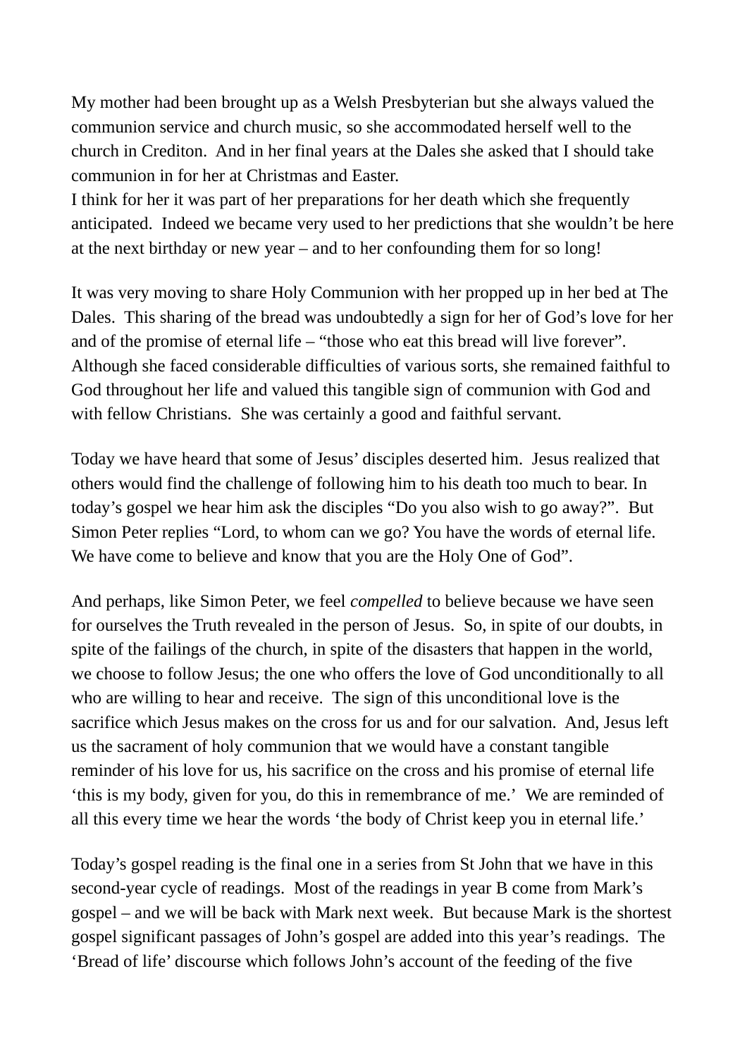My mother had been brought up as a Welsh Presbyterian but she always valued the communion service and church music, so she accommodated herself well to the church in Crediton. And in her final years at the Dales she asked that I should take communion in for her at Christmas and Easter.
I think for her it was part of her preparations for her death which she frequently anticipated. Indeed we became very used to her predictions that she wouldn't be here at the next birthday or new year – and to her confounding them for so long!

It was very moving to share Holy Communion with her propped up in her bed at The Dales. This sharing of the bread was undoubtedly a sign for her of God's love for her and of the promise of eternal life – "those who eat this bread will live forever". Although she faced considerable difficulties of various sorts, she remained faithful to God throughout her life and valued this tangible sign of communion with God and with fellow Christians. She was certainly a good and faithful servant.

Today we have heard that some of Jesus' disciples deserted him. Jesus realized that others would find the challenge of following him to his death too much to bear. In today's gospel we hear him ask the disciples "Do you also wish to go away?". But Simon Peter replies "Lord, to whom can we go? You have the words of eternal life. We have come to believe and know that you are the Holy One of God".

And perhaps, like Simon Peter, we feel *compelled* to believe because we have seen for ourselves the Truth revealed in the person of Jesus. So, in spite of our doubts, in spite of the failings of the church, in spite of the disasters that happen in the world, we choose to follow Jesus; the one who offers the love of God unconditionally to all who are willing to hear and receive. The sign of this unconditional love is the sacrifice which Jesus makes on the cross for us and for our salvation. And, Jesus left us the sacrament of holy communion that we would have a constant tangible reminder of his love for us, his sacrifice on the cross and his promise of eternal life 'this is my body, given for you, do this in remembrance of me.' We are reminded of all this every time we hear the words 'the body of Christ keep you in eternal life.'

Today's gospel reading is the final one in a series from St John that we have in this second-year cycle of readings. Most of the readings in year B come from Mark's gospel – and we will be back with Mark next week. But because Mark is the shortest gospel significant passages of John's gospel are added into this year's readings. The 'Bread of life' discourse which follows John's account of the feeding of the five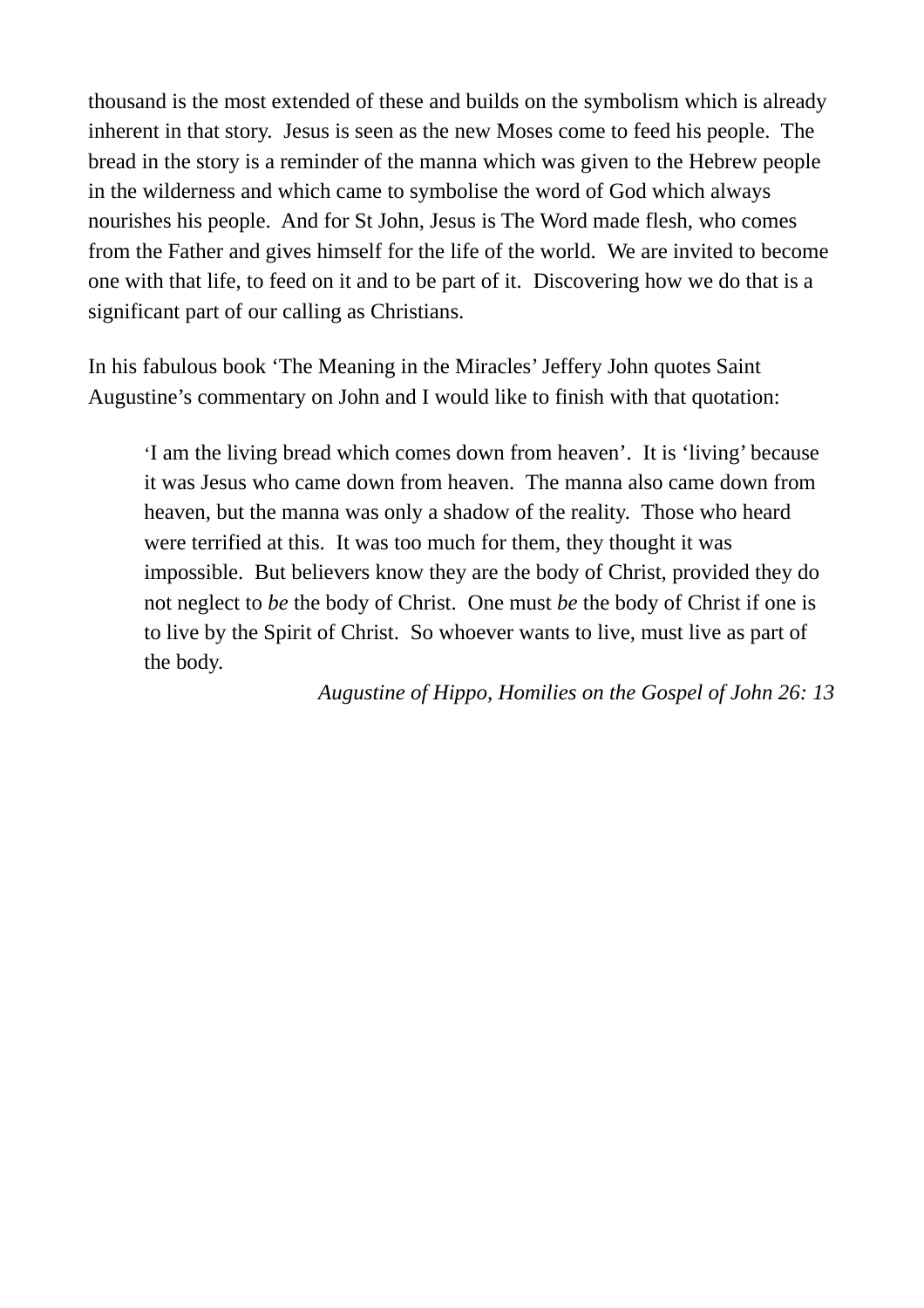thousand is the most extended of these and builds on the symbolism which is already inherent in that story. Jesus is seen as the new Moses come to feed his people. The bread in the story is a reminder of the manna which was given to the Hebrew people in the wilderness and which came to symbolise the word of God which always nourishes his people. And for St John, Jesus is The Word made flesh, who comes from the Father and gives himself for the life of the world. We are invited to become one with that life, to feed on it and to be part of it. Discovering how we do that is a significant part of our calling as Christians.

In his fabulous book 'The Meaning in the Miracles' Jeffery John quotes Saint Augustine's commentary on John and I would like to finish with that quotation:

> 'I am the living bread which comes down from heaven'. It is 'living' because it was Jesus who came down from heaven. The manna also came down from heaven, but the manna was only a shadow of the reality. Those who heard were terrified at this. It was too much for them, they thought it was impossible. But believers know they are the body of Christ, provided they do not neglect to *be* the body of Christ. One must *be* the body of Christ if one is to live by the Spirit of Christ. So whoever wants to live, must live as part of the body.
>
> *Augustine of Hippo, Homilies on the Gospel of John 26: 13*